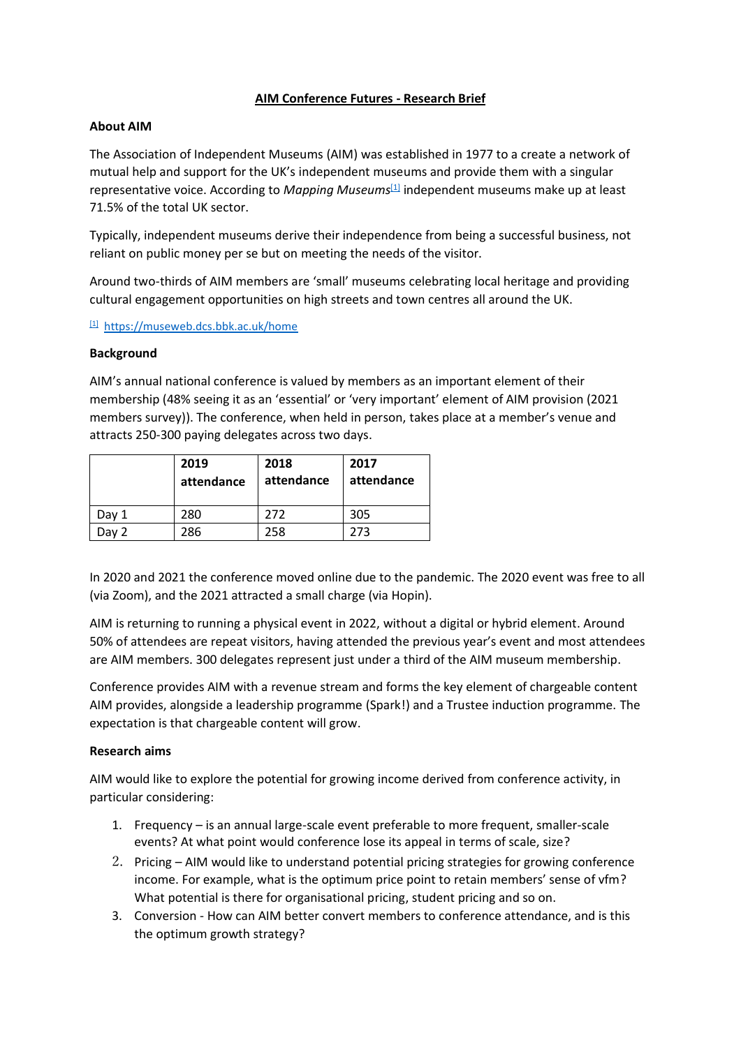# AIM Conference Futures - Research Brief

### About AIM

The Association of Independent Museums (AIM) was established in 1977 to a create a network of mutual help and support for the UK's independent museums and provide them with a singular representative voice. According to *Mapping Museums*[1] independent museums make up at least 71.5% of the total UK sector.

Typically, independent museums derive their independence from being a successful business, not reliant on public money per se but on meeting the needs of the visitor.

Around two-thirds of AIM members are 'small' museums celebrating local heritage and providing cultural engagement opportunities on high streets and town centres all around the UK.

[1] https://museweb.dcs.bbk.ac.uk/home

### Background

AIM's annual national conference is valued by members as an important element of their membership (48% seeing it as an 'essential' or 'very important' element of AIM provision (2021 members survey)). The conference, when held in person, takes place at a member's venue and attracts 250-300 paying delegates across two days.

| | 2019 attendance | 2018 attendance | 2017 attendance |
|---|---|---|---|
| Day 1 | 280 | 272 | 305 |
| Day 2 | 286 | 258 | 273 |

In 2020 and 2021 the conference moved online due to the pandemic. The 2020 event was free to all (via Zoom), and the 2021 attracted a small charge (via Hopin).

AIM is returning to running a physical event in 2022, without a digital or hybrid element. Around 50% of attendees are repeat visitors, having attended the previous year's event and most attendees are AIM members. 300 delegates represent just under a third of the AIM museum membership.

Conference provides AIM with a revenue stream and forms the key element of chargeable content AIM provides, alongside a leadership programme (Spark!) and a Trustee induction programme. The expectation is that chargeable content will grow.

### Research aims

AIM would like to explore the potential for growing income derived from conference activity, in particular considering:

1. Frequency – is an annual large-scale event preferable to more frequent, smaller-scale events? At what point would conference lose its appeal in terms of scale, size?
2. Pricing – AIM would like to understand potential pricing strategies for growing conference income. For example, what is the optimum price point to retain members' sense of vfm? What potential is there for organisational pricing, student pricing and so on.
3. Conversion - How can AIM better convert members to conference attendance, and is this the optimum growth strategy?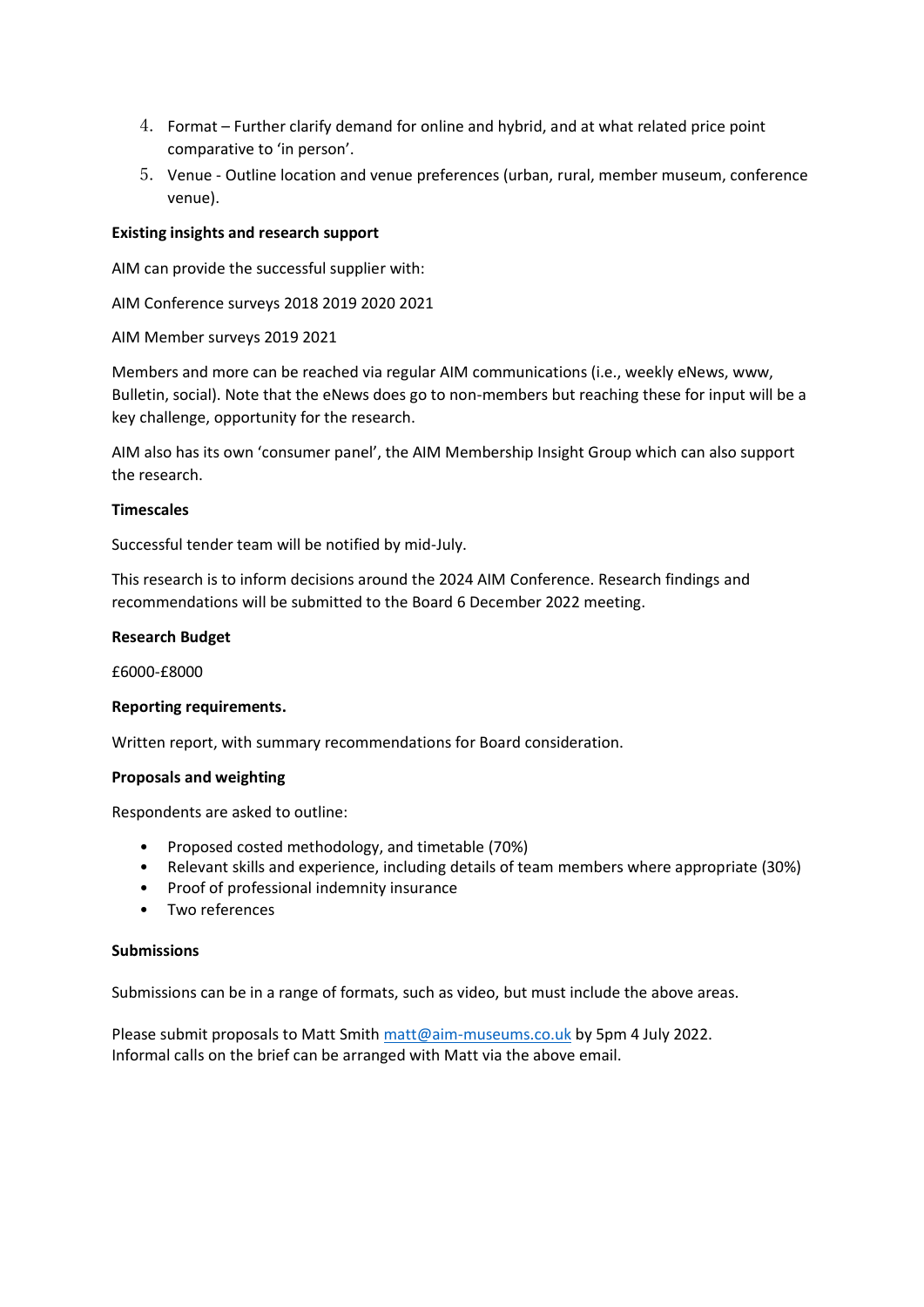4. Format – Further clarify demand for online and hybrid, and at what related price point comparative to 'in person'.
5. Venue - Outline location and venue preferences (urban, rural, member museum, conference venue).

**Existing insights and research support**

AIM can provide the successful supplier with:

AIM Conference surveys 2018 2019 2020 2021

AIM Member surveys 2019 2021

Members and more can be reached via regular AIM communications (i.e., weekly eNews, www, Bulletin, social). Note that the eNews does go to non-members but reaching these for input will be a key challenge, opportunity for the research.

AIM also has its own 'consumer panel', the AIM Membership Insight Group which can also support the research.

**Timescales**

Successful tender team will be notified by mid-July.

This research is to inform decisions around the 2024 AIM Conference. Research findings and recommendations will be submitted to the Board 6 December 2022 meeting.

**Research Budget**

£6000-£8000

**Reporting requirements.**

Written report, with summary recommendations for Board consideration.

**Proposals and weighting**

Respondents are asked to outline:

- Proposed costed methodology, and timetable (70%)
- Relevant skills and experience, including details of team members where appropriate (30%)
- Proof of professional indemnity insurance
- Two references

**Submissions**

Submissions can be in a range of formats, such as video, but must include the above areas.

Please submit proposals to Matt Smith matt@aim-museums.co.uk by 5pm 4 July 2022.
Informal calls on the brief can be arranged with Matt via the above email.